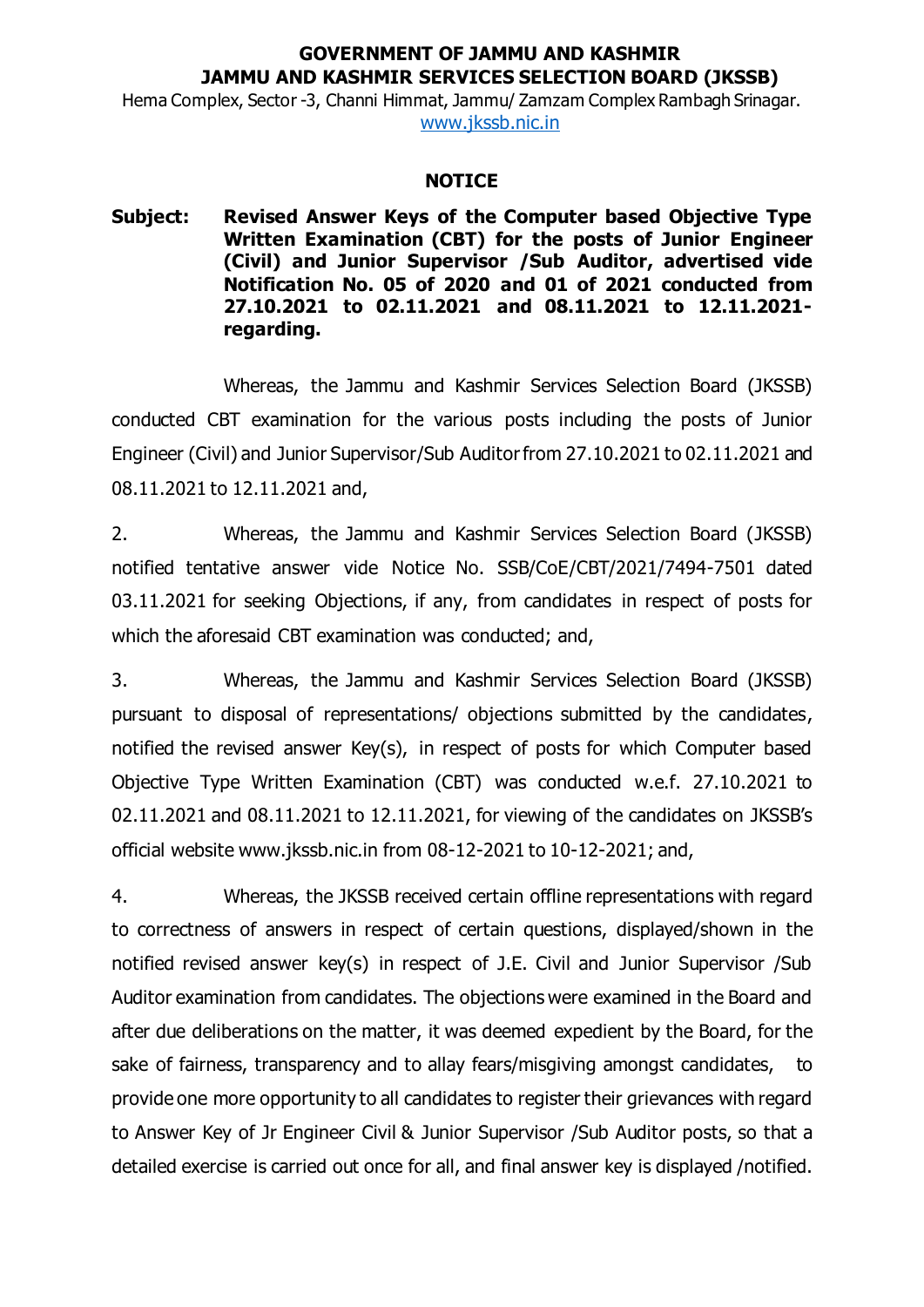**GOVERNMENT OF JAMMU AND KASHMIR**
**JAMMU AND KASHMIR SERVICES SELECTION BOARD (JKSSB)**

Hema Complex, Sector -3, Channi Himmat, Jammu/ Zamzam Complex Rambagh Srinagar.
www.jkssb.nic.in

**NOTICE**

**Subject: Revised Answer Keys of the Computer based Objective Type Written Examination (CBT) for the posts of Junior Engineer (Civil) and Junior Supervisor /Sub Auditor, advertised vide Notification No. 05 of 2020 and 01 of 2021 conducted from 27.10.2021 to 02.11.2021 and 08.11.2021 to 12.11.2021-regarding.**

Whereas, the Jammu and Kashmir Services Selection Board (JKSSB) conducted CBT examination for the various posts including the posts of Junior Engineer (Civil) and Junior Supervisor/Sub Auditor from 27.10.2021 to 02.11.2021 and 08.11.2021 to 12.11.2021 and,

2. Whereas, the Jammu and Kashmir Services Selection Board (JKSSB) notified tentative answer vide Notice No. SSB/CoE/CBT/2021/7494-7501 dated 03.11.2021 for seeking Objections, if any, from candidates in respect of posts for which the aforesaid CBT examination was conducted; and,

3. Whereas, the Jammu and Kashmir Services Selection Board (JKSSB) pursuant to disposal of representations/ objections submitted by the candidates, notified the revised answer Key(s), in respect of posts for which Computer based Objective Type Written Examination (CBT) was conducted w.e.f. 27.10.2021 to 02.11.2021 and 08.11.2021 to 12.11.2021, for viewing of the candidates on JKSSB's official website www.jkssb.nic.in from 08-12-2021 to 10-12-2021; and,

4. Whereas, the JKSSB received certain offline representations with regard to correctness of answers in respect of certain questions, displayed/shown in the notified revised answer key(s) in respect of J.E. Civil and Junior Supervisor /Sub Auditor examination from candidates. The objections were examined in the Board and after due deliberations on the matter, it was deemed expedient by the Board, for the sake of fairness, transparency and to allay fears/misgiving amongst candidates, to provide one more opportunity to all candidates to register their grievances with regard to Answer Key of Jr Engineer Civil & Junior Supervisor /Sub Auditor posts, so that a detailed exercise is carried out once for all, and final answer key is displayed /notified.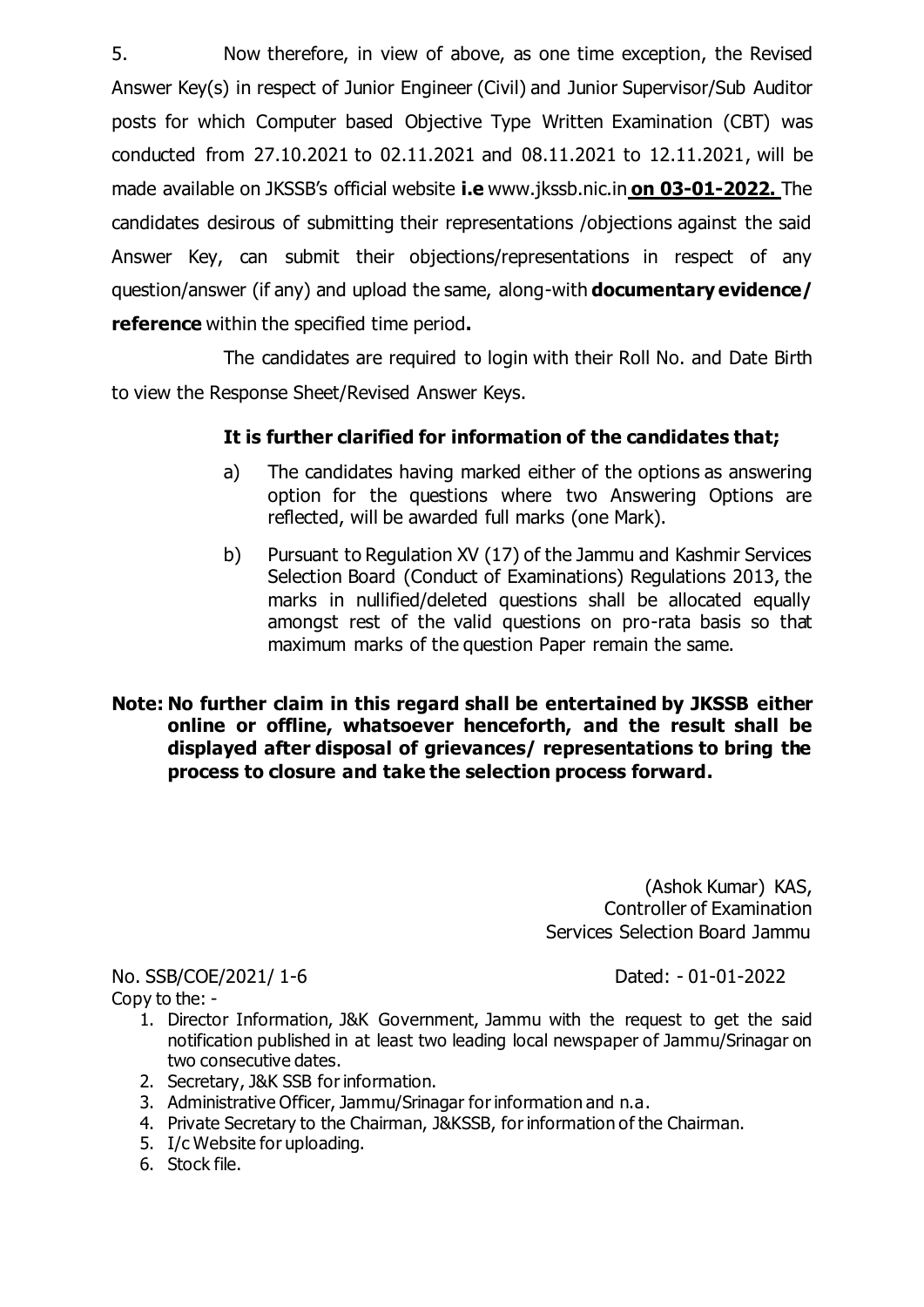5. Now therefore, in view of above, as one time exception, the Revised Answer Key(s) in respect of Junior Engineer (Civil) and Junior Supervisor/Sub Auditor posts for which Computer based Objective Type Written Examination (CBT) was conducted from 27.10.2021 to 02.11.2021 and 08.11.2021 to 12.11.2021, will be made available on JKSSB's official website **i.e** www.jkssb.nic.in **on 03-01-2022.** The candidates desirous of submitting their representations /objections against the said Answer Key, can submit their objections/representations in respect of any question/answer (if any) and upload the same, along-with **documentary evidence/ reference** within the specified time period**.**

The candidates are required to login with their Roll No. and Date Birth to view the Response Sheet/Revised Answer Keys.

**It is further clarified for information of the candidates that;**

a) The candidates having marked either of the options as answering option for the questions where two Answering Options are reflected, will be awarded full marks (one Mark).

b) Pursuant to Regulation XV (17) of the Jammu and Kashmir Services Selection Board (Conduct of Examinations) Regulations 2013, the marks in nullified/deleted questions shall be allocated equally amongst rest of the valid questions on pro-rata basis so that maximum marks of the question Paper remain the same.

**Note: No further claim in this regard shall be entertained by JKSSB either online or offline, whatsoever henceforth, and the result shall be displayed after disposal of grievances/ representations to bring the process to closure and take the selection process forward.**

(Ashok Kumar) KAS,
Controller of Examination
Services Selection Board Jammu

No. SSB/COE/2021/ 1-6 Dated: - 01-01-2022

Copy to the: -

1. Director Information, J&K Government, Jammu with the request to get the said notification published in at least two leading local newspaper of Jammu/Srinagar on two consecutive dates.
2. Secretary, J&K SSB for information.
3. Administrative Officer, Jammu/Srinagar for information and n.a.
4. Private Secretary to the Chairman, J&KSSB, for information of the Chairman.
5. I/c Website for uploading.
6. Stock file.